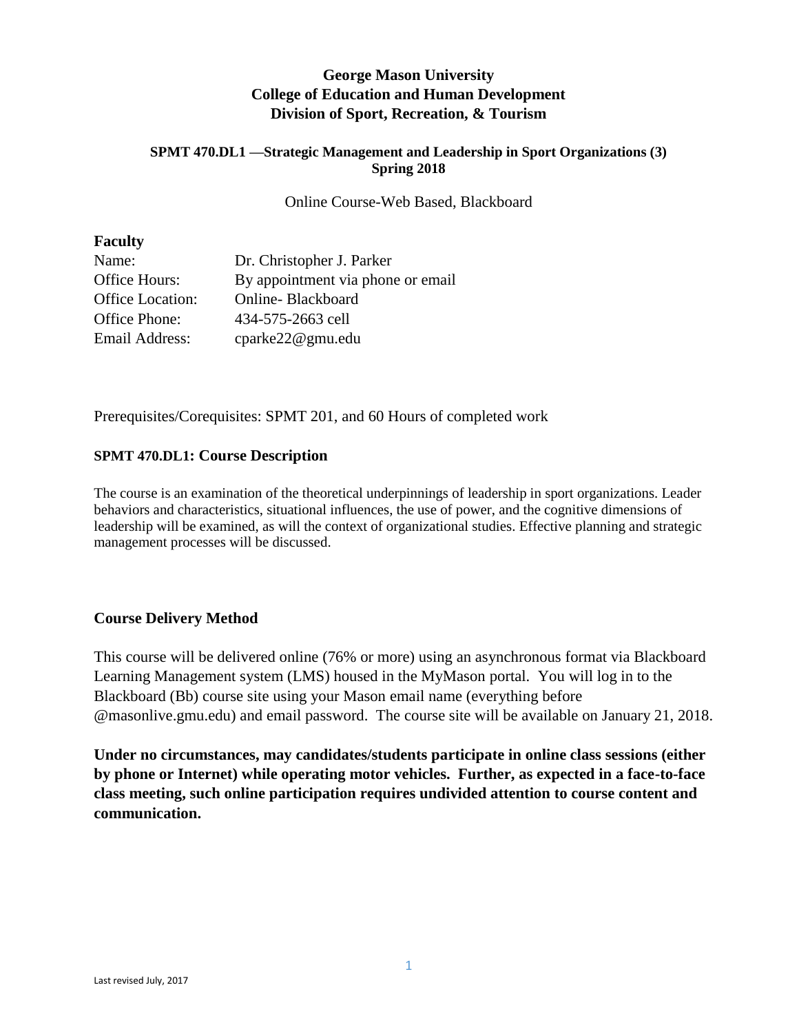# George Mason University
# College of Education and Human Development
# Division of Sport, Recreation, & Tourism

### SPMT 470.DL1 —Strategic Management and Leadership in Sport Organizations (3)
### Spring 2018

Online Course-Web Based, Blackboard

**Faculty**

| | |
|---|---|
| Name: | Dr. Christopher J. Parker |
| Office Hours: | By appointment via phone or email |
| Office Location: | Online- Blackboard |
| Office Phone: | 434-575-2663 cell |
| Email Address: | cparke22@gmu.edu |

Prerequisites/Corequisites: SPMT 201, and 60 Hours of completed work

## SPMT 470.DL1: Course Description

The course is an examination of the theoretical underpinnings of leadership in sport organizations. Leader behaviors and characteristics, situational influences, the use of power, and the cognitive dimensions of leadership will be examined, as will the context of organizational studies. Effective planning and strategic management processes will be discussed.

## Course Delivery Method

This course will be delivered online (76% or more) using an asynchronous format via Blackboard Learning Management system (LMS) housed in the MyMason portal. You will log in to the Blackboard (Bb) course site using your Mason email name (everything before @masonlive.gmu.edu) and email password. The course site will be available on January 21, 2018.

**Under no circumstances, may candidates/students participate in online class sessions (either by phone or Internet) while operating motor vehicles. Further, as expected in a face-to-face class meeting, such online participation requires undivided attention to course content and communication.**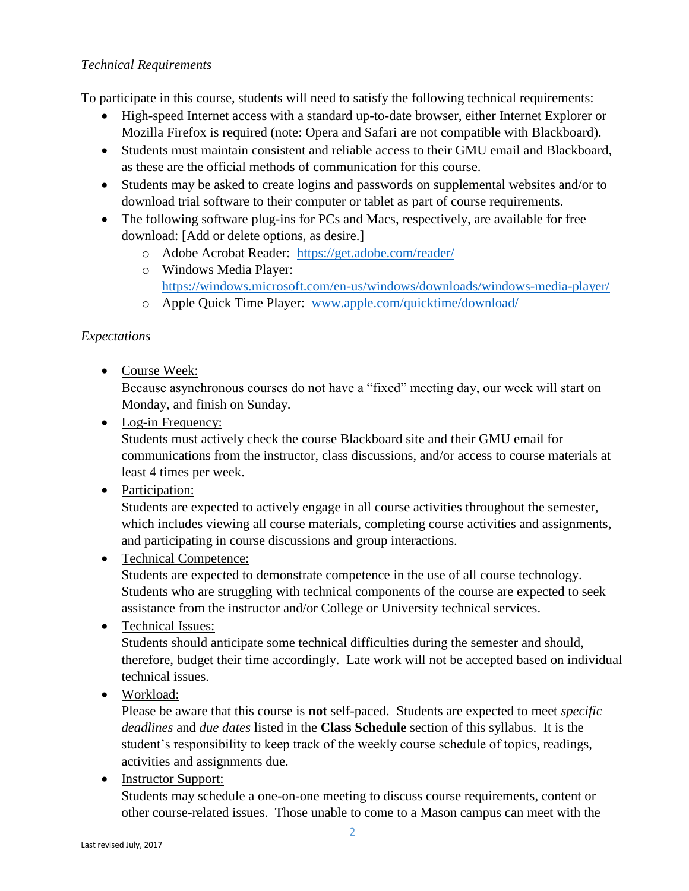*Technical Requirements*

To participate in this course, students will need to satisfy the following technical requirements:

- High-speed Internet access with a standard up-to-date browser, either Internet Explorer or Mozilla Firefox is required (note: Opera and Safari are not compatible with Blackboard).
- Students must maintain consistent and reliable access to their GMU email and Blackboard, as these are the official methods of communication for this course.
- Students may be asked to create logins and passwords on supplemental websites and/or to download trial software to their computer or tablet as part of course requirements.
- The following software plug-ins for PCs and Macs, respectively, are available for free download: [Add or delete options, as desire.]
    - Adobe Acrobat Reader: https://get.adobe.com/reader/
    - Windows Media Player: https://windows.microsoft.com/en-us/windows/downloads/windows-media-player/
    - Apple Quick Time Player: www.apple.com/quicktime/download/

*Expectations*

- <u>Course Week:</u>
  Because asynchronous courses do not have a "fixed" meeting day, our week will start on Monday, and finish on Sunday.
- <u>Log-in Frequency:</u>
  Students must actively check the course Blackboard site and their GMU email for communications from the instructor, class discussions, and/or access to course materials at least 4 times per week.
- <u>Participation:</u>
  Students are expected to actively engage in all course activities throughout the semester, which includes viewing all course materials, completing course activities and assignments, and participating in course discussions and group interactions.
- <u>Technical Competence:</u>
  Students are expected to demonstrate competence in the use of all course technology. Students who are struggling with technical components of the course are expected to seek assistance from the instructor and/or College or University technical services.
- <u>Technical Issues:</u>
  Students should anticipate some technical difficulties during the semester and should, therefore, budget their time accordingly. Late work will not be accepted based on individual technical issues.
- <u>Workload:</u>
  Please be aware that this course is **not** self-paced. Students are expected to meet *specific deadlines* and *due dates* listed in the **Class Schedule** section of this syllabus. It is the student's responsibility to keep track of the weekly course schedule of topics, readings, activities and assignments due.
- <u>Instructor Support:</u>
  Students may schedule a one-on-one meeting to discuss course requirements, content or other course-related issues. Those unable to come to a Mason campus can meet with the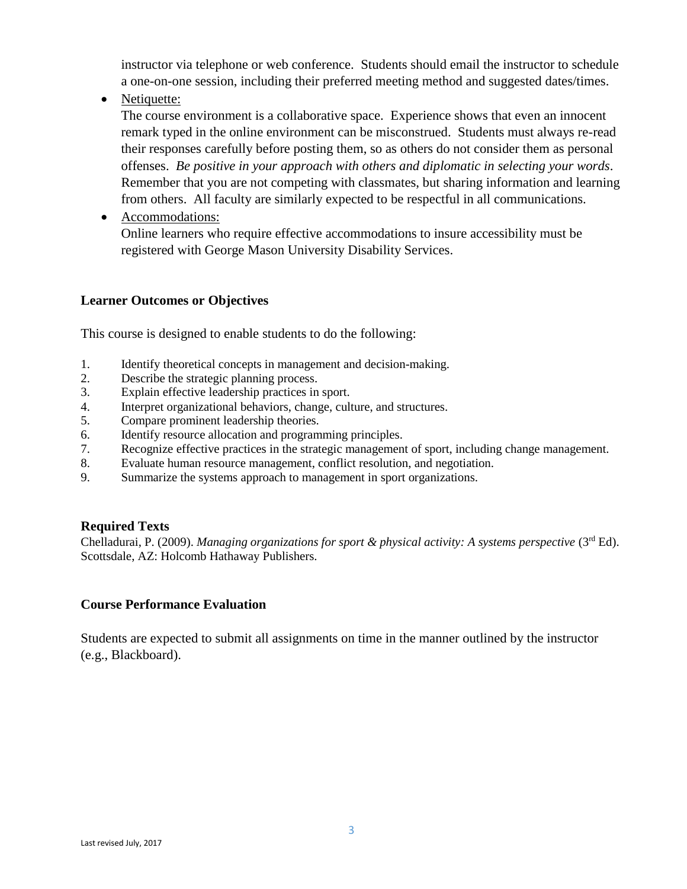instructor via telephone or web conference. Students should email the instructor to schedule a one-on-one session, including their preferred meeting method and suggested dates/times.

- Netiquette:
  The course environment is a collaborative space. Experience shows that even an innocent remark typed in the online environment can be misconstrued. Students must always re-read their responses carefully before posting them, so as others do not consider them as personal offenses. *Be positive in your approach with others and diplomatic in selecting your words*. Remember that you are not competing with classmates, but sharing information and learning from others. All faculty are similarly expected to be respectful in all communications.
- Accommodations:
  Online learners who require effective accommodations to insure accessibility must be registered with George Mason University Disability Services.

### Learner Outcomes or Objectives

This course is designed to enable students to do the following:

1. Identify theoretical concepts in management and decision-making.
2. Describe the strategic planning process.
3. Explain effective leadership practices in sport.
4. Interpret organizational behaviors, change, culture, and structures.
5. Compare prominent leadership theories.
6. Identify resource allocation and programming principles.
7. Recognize effective practices in the strategic management of sport, including change management.
8. Evaluate human resource management, conflict resolution, and negotiation.
9. Summarize the systems approach to management in sport organizations.

### Required Texts

Chelladurai, P. (2009). *Managing organizations for sport & physical activity: A systems perspective* (3rd Ed). Scottsdale, AZ: Holcomb Hathaway Publishers.

### Course Performance Evaluation

Students are expected to submit all assignments on time in the manner outlined by the instructor (e.g., Blackboard).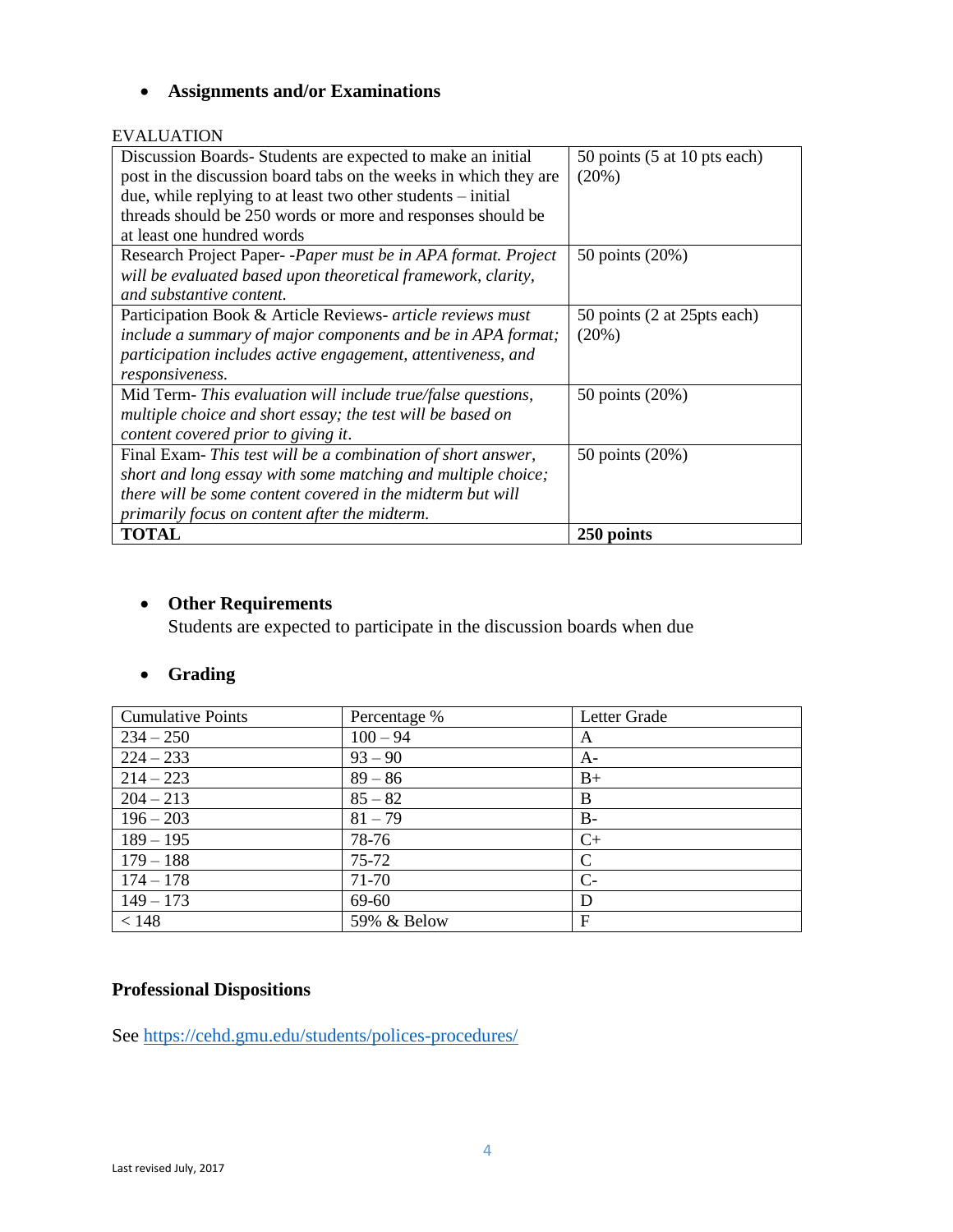- **Assignments and/or Examinations**

EVALUATION

| | |
|---|---|
| Discussion Boards- Students are expected to make an initial post in the discussion board tabs on the weeks in which they are due, while replying to at least two other students – initial threads should be 250 words or more and responses should be at least one hundred words | 50 points (5 at 10 pts each) (20%) |
| Research Project Paper- -*Paper must be in APA format. Project will be evaluated based upon theoretical framework, clarity, and substantive content.* | 50 points (20%) |
| Participation Book & Article Reviews- *article reviews must include a summary of major components and be in APA format; participation includes active engagement, attentiveness, and responsiveness.* | 50 points (2 at 25pts each) (20%) |
| Mid Term- *This evaluation will include true/false questions, multiple choice and short essay; the test will be based on content covered prior to giving it*. | 50 points (20%) |
| Final Exam- *This test will be a combination of short answer, short and long essay with some matching and multiple choice; there will be some content covered in the midterm but will primarily focus on content after the midterm.* | 50 points (20%) |
| **TOTAL** | **250 points** |

- **Other Requirements**
  Students are expected to participate in the discussion boards when due

- **Grading**

| Cumulative Points | Percentage % | Letter Grade |
|---|---|---|
| 234 – 250 | 100 – 94 | A |
| 224 – 233 | 93 – 90 | A- |
| 214 – 223 | 89 – 86 | B+ |
| 204 – 213 | 85 – 82 | B |
| 196 – 203 | 81 – 79 | B- |
| 189 – 195 | 78-76 | C+ |
| 179 – 188 | 75-72 | C |
| 174 – 178 | 71-70 | C- |
| 149 – 173 | 69-60 | D |
| < 148 | 59% & Below | F |

**Professional Dispositions**

See https://cehd.gmu.edu/students/polices-procedures/

Last revised July, 2017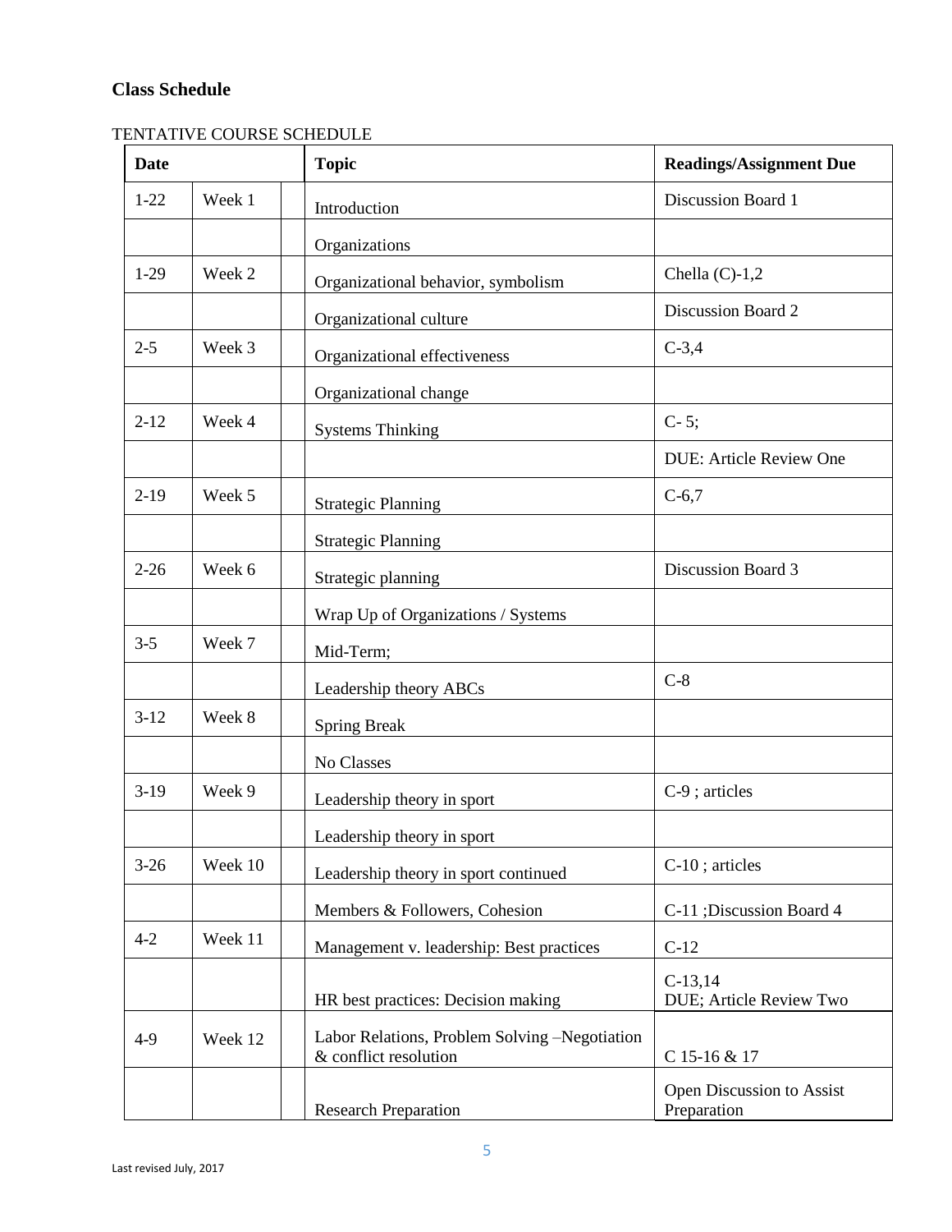## Class Schedule

TENTATIVE COURSE SCHEDULE

| Date | | | Topic | Readings/Assignment Due |
|---|---|---|---|---|
| 1-22 | Week 1 | | Introduction | Discussion Board 1 |
| | | | Organizations | |
| 1-29 | Week 2 | | Organizational behavior, symbolism | Chella (C)-1,2 |
| | | | Organizational culture | Discussion Board 2 |
| 2-5 | Week 3 | | Organizational effectiveness | C-3,4 |
| | | | Organizational change | |
| 2-12 | Week 4 | | Systems Thinking | C- 5; |
| | | | | DUE: Article Review One |
| 2-19 | Week 5 | | Strategic Planning | C-6,7 |
| | | | Strategic Planning | |
| 2-26 | Week 6 | | Strategic planning | Discussion Board 3 |
| | | | Wrap Up of Organizations / Systems | |
| 3-5 | Week 7 | | Mid-Term; | |
| | | | Leadership theory ABCs | C-8 |
| 3-12 | Week 8 | | Spring Break | |
| | | | No Classes | |
| 3-19 | Week 9 | | Leadership theory in sport | C-9 ; articles |
| | | | Leadership theory in sport | |
| 3-26 | Week 10 | | Leadership theory in sport continued | C-10 ; articles |
| | | | Members & Followers, Cohesion | C-11 ;Discussion Board 4 |
| 4-2 | Week 11 | | Management v. leadership: Best practices | C-12 |
| | | | HR best practices: Decision making | C-13,14<br>DUE; Article Review Two |
| 4-9 | Week 12 | | Labor Relations, Problem Solving –Negotiation & conflict resolution | C 15-16 & 17 |
| | | | Research Preparation | Open Discussion to Assist Preparation |

Last revised July, 2017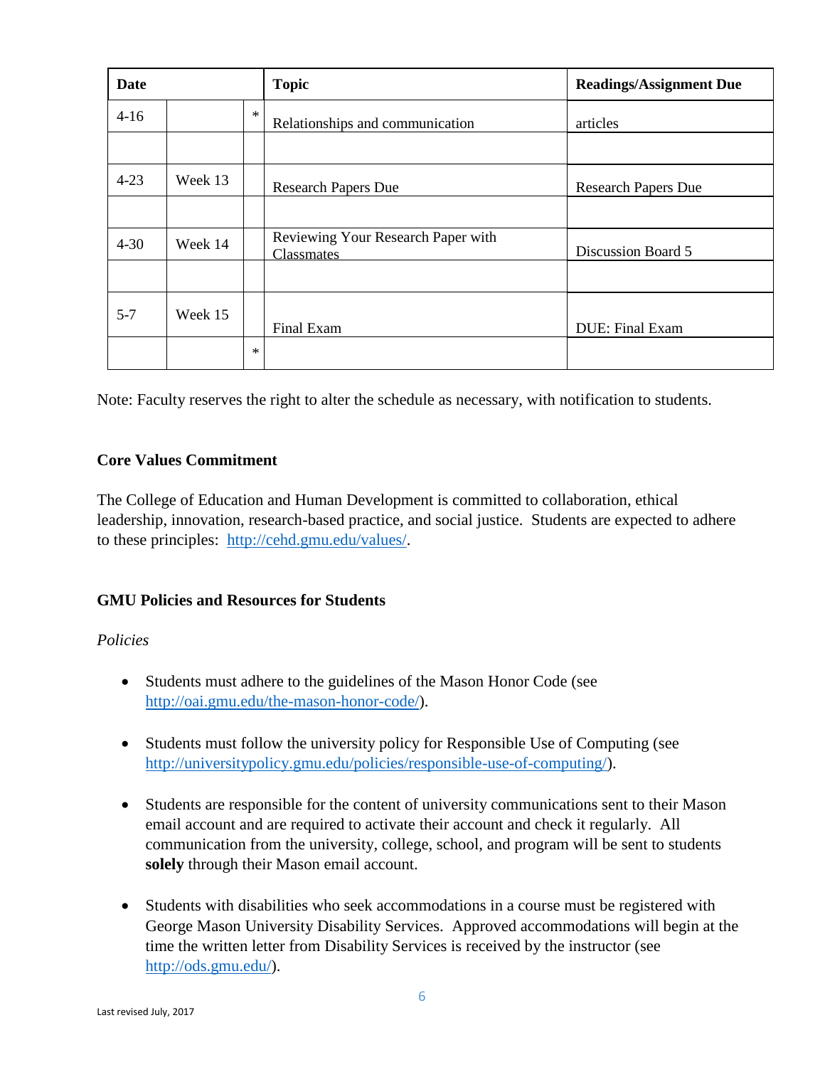| Date | | | Topic | Readings/Assignment Due |
|---|---|---|---|---|
| 4-16 | | * | Relationships and communication | articles |
| | | | | |
| 4-23 | Week 13 | | Research Papers Due | Research Papers Due |
| | | | | |
| 4-30 | Week 14 | | Reviewing Your Research Paper with Classmates | Discussion Board 5 |
| | | | | |
| 5-7 | Week 15 | | Final Exam | DUE: Final Exam |
| | | * | | |

Note: Faculty reserves the right to alter the schedule as necessary, with notification to students.

### Core Values Commitment

The College of Education and Human Development is committed to collaboration, ethical leadership, innovation, research-based practice, and social justice. Students are expected to adhere to these principles: http://cehd.gmu.edu/values/.

### GMU Policies and Resources for Students

*Policies*

- Students must adhere to the guidelines of the Mason Honor Code (see http://oai.gmu.edu/the-mason-honor-code/).
- Students must follow the university policy for Responsible Use of Computing (see http://universitypolicy.gmu.edu/policies/responsible-use-of-computing/).
- Students are responsible for the content of university communications sent to their Mason email account and are required to activate their account and check it regularly. All communication from the university, college, school, and program will be sent to students **solely** through their Mason email account.
- Students with disabilities who seek accommodations in a course must be registered with George Mason University Disability Services. Approved accommodations will begin at the time the written letter from Disability Services is received by the instructor (see http://ods.gmu.edu/).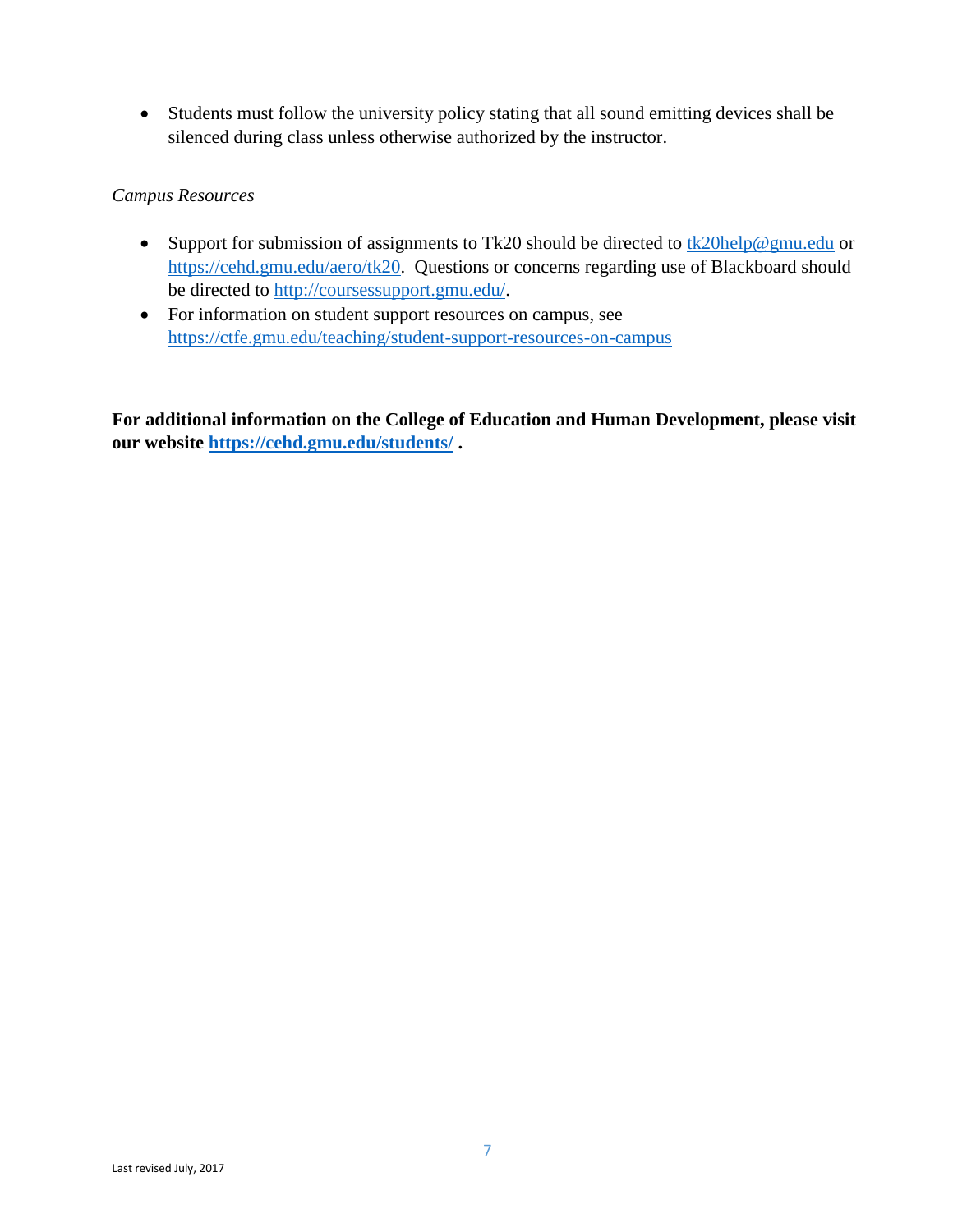- Students must follow the university policy stating that all sound emitting devices shall be silenced during class unless otherwise authorized by the instructor.

*Campus Resources*

- Support for submission of assignments to Tk20 should be directed to tk20help@gmu.edu or https://cehd.gmu.edu/aero/tk20. Questions or concerns regarding use of Blackboard should be directed to http://coursessupport.gmu.edu/.
- For information on student support resources on campus, see https://ctfe.gmu.edu/teaching/student-support-resources-on-campus

**For additional information on the College of Education and Human Development, please visit our website https://cehd.gmu.edu/students/ .**

Last revised July, 2017